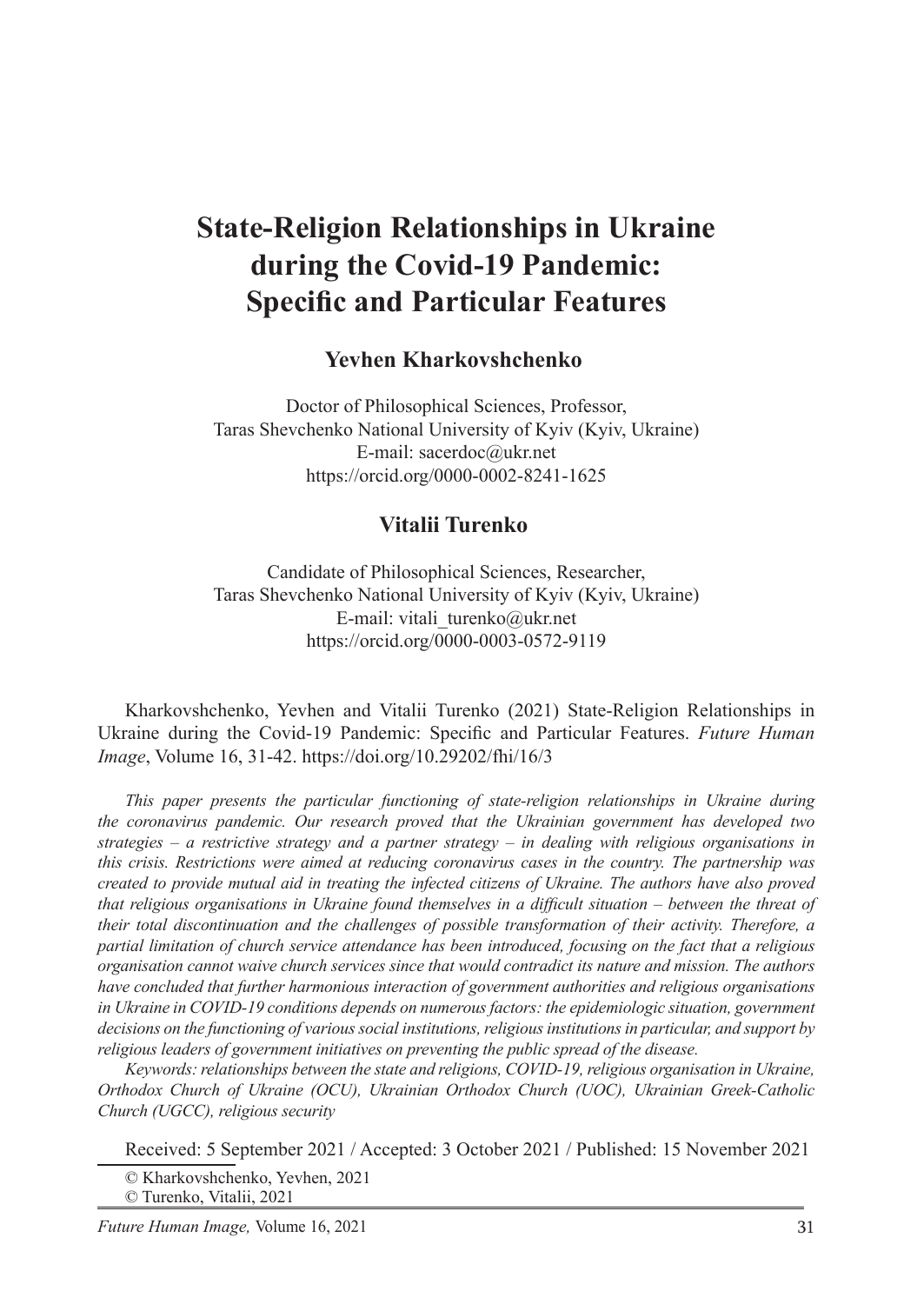# State-Religion Relationships in Ukraine during the Covid-19 Pandemic: Specific and Particular Features

**Yevhen Kharkovshchenko**

Doctor of Philosophical Sciences, Professor,
Taras Shevchenko National University of Kyiv (Kyiv, Ukraine)
E-mail: sacerdoc@ukr.net
https://orcid.org/0000-0002-8241-1625

**Vitalii Turenko**

Candidate of Philosophical Sciences, Researcher,
Taras Shevchenko National University of Kyiv (Kyiv, Ukraine)
E-mail: vitali_turenko@ukr.net
https://orcid.org/0000-0003-0572-9119

Kharkovshchenko, Yevhen and Vitalii Turenko (2021) State-Religion Relationships in Ukraine during the Covid-19 Pandemic: Specific and Particular Features. *Future Human Image*, Volume 16, 31-42. https://doi.org/10.29202/fhi/16/3

*This paper presents the particular functioning of state-religion relationships in Ukraine during the coronavirus pandemic. Our research proved that the Ukrainian government has developed two strategies – a restrictive strategy and a partner strategy – in dealing with religious organisations in this crisis. Restrictions were aimed at reducing coronavirus cases in the country. The partnership was created to provide mutual aid in treating the infected citizens of Ukraine. The authors have also proved that religious organisations in Ukraine found themselves in a difficult situation – between the threat of their total discontinuation and the challenges of possible transformation of their activity. Therefore, a partial limitation of church service attendance has been introduced, focusing on the fact that a religious organisation cannot waive church services since that would contradict its nature and mission. The authors have concluded that further harmonious interaction of government authorities and religious organisations in Ukraine in COVID-19 conditions depends on numerous factors: the epidemiologic situation, government decisions on the functioning of various social institutions, religious institutions in particular, and support by religious leaders of government initiatives on preventing the public spread of the disease.*

*Keywords: relationships between the state and religions, COVID-19, religious organisation in Ukraine, Orthodox Church of Ukraine (OCU), Ukrainian Orthodox Church (UOC), Ukrainian Greek-Catholic Church (UGCC), religious security*

Received: 5 September 2021 / Accepted: 3 October 2021 / Published: 15 November 2021

© Kharkovshchenko, Yevhen, 2021
© Turenko, Vitalii, 2021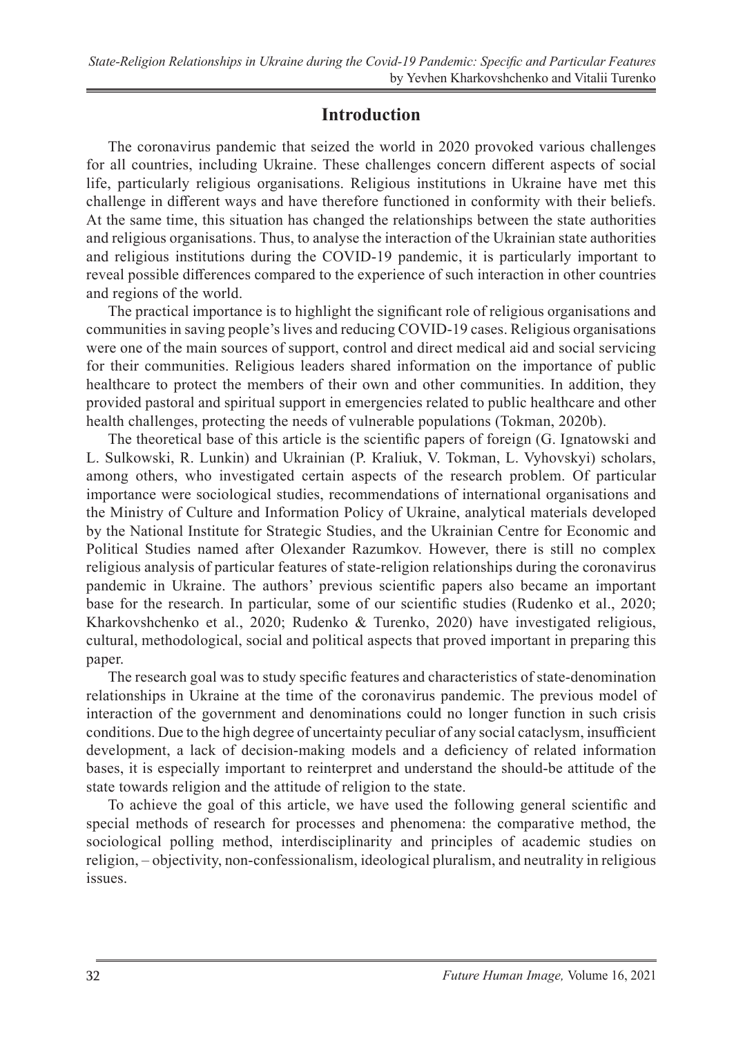## Introduction

The coronavirus pandemic that seized the world in 2020 provoked various challenges for all countries, including Ukraine. These challenges concern different aspects of social life, particularly religious organisations. Religious institutions in Ukraine have met this challenge in different ways and have therefore functioned in conformity with their beliefs. At the same time, this situation has changed the relationships between the state authorities and religious organisations. Thus, to analyse the interaction of the Ukrainian state authorities and religious institutions during the COVID-19 pandemic, it is particularly important to reveal possible differences compared to the experience of such interaction in other countries and regions of the world.

The practical importance is to highlight the significant role of religious organisations and communities in saving people's lives and reducing COVID-19 cases. Religious organisations were one of the main sources of support, control and direct medical aid and social servicing for their communities. Religious leaders shared information on the importance of public healthcare to protect the members of their own and other communities. In addition, they provided pastoral and spiritual support in emergencies related to public healthcare and other health challenges, protecting the needs of vulnerable populations (Tokman, 2020b).

The theoretical base of this article is the scientific papers of foreign (G. Ignatowski and L. Sulkowski, R. Lunkin) and Ukrainian (P. Kraliuk, V. Tokman, L. Vyhovskyi) scholars, among others, who investigated certain aspects of the research problem. Of particular importance were sociological studies, recommendations of international organisations and the Ministry of Culture and Information Policy of Ukraine, analytical materials developed by the National Institute for Strategic Studies, and the Ukrainian Centre for Economic and Political Studies named after Olexander Razumkov. However, there is still no complex religious analysis of particular features of state-religion relationships during the coronavirus pandemic in Ukraine. The authors' previous scientific papers also became an important base for the research. In particular, some of our scientific studies (Rudenko et al., 2020; Kharkovshchenko et al., 2020; Rudenko & Turenko, 2020) have investigated religious, cultural, methodological, social and political aspects that proved important in preparing this paper.

The research goal was to study specific features and characteristics of state-denomination relationships in Ukraine at the time of the coronavirus pandemic. The previous model of interaction of the government and denominations could no longer function in such crisis conditions. Due to the high degree of uncertainty peculiar of any social cataclysm, insufficient development, a lack of decision-making models and a deficiency of related information bases, it is especially important to reinterpret and understand the should-be attitude of the state towards religion and the attitude of religion to the state.

To achieve the goal of this article, we have used the following general scientific and special methods of research for processes and phenomena: the comparative method, the sociological polling method, interdisciplinarity and principles of academic studies on religion, – objectivity, non-confessionalism, ideological pluralism, and neutrality in religious issues.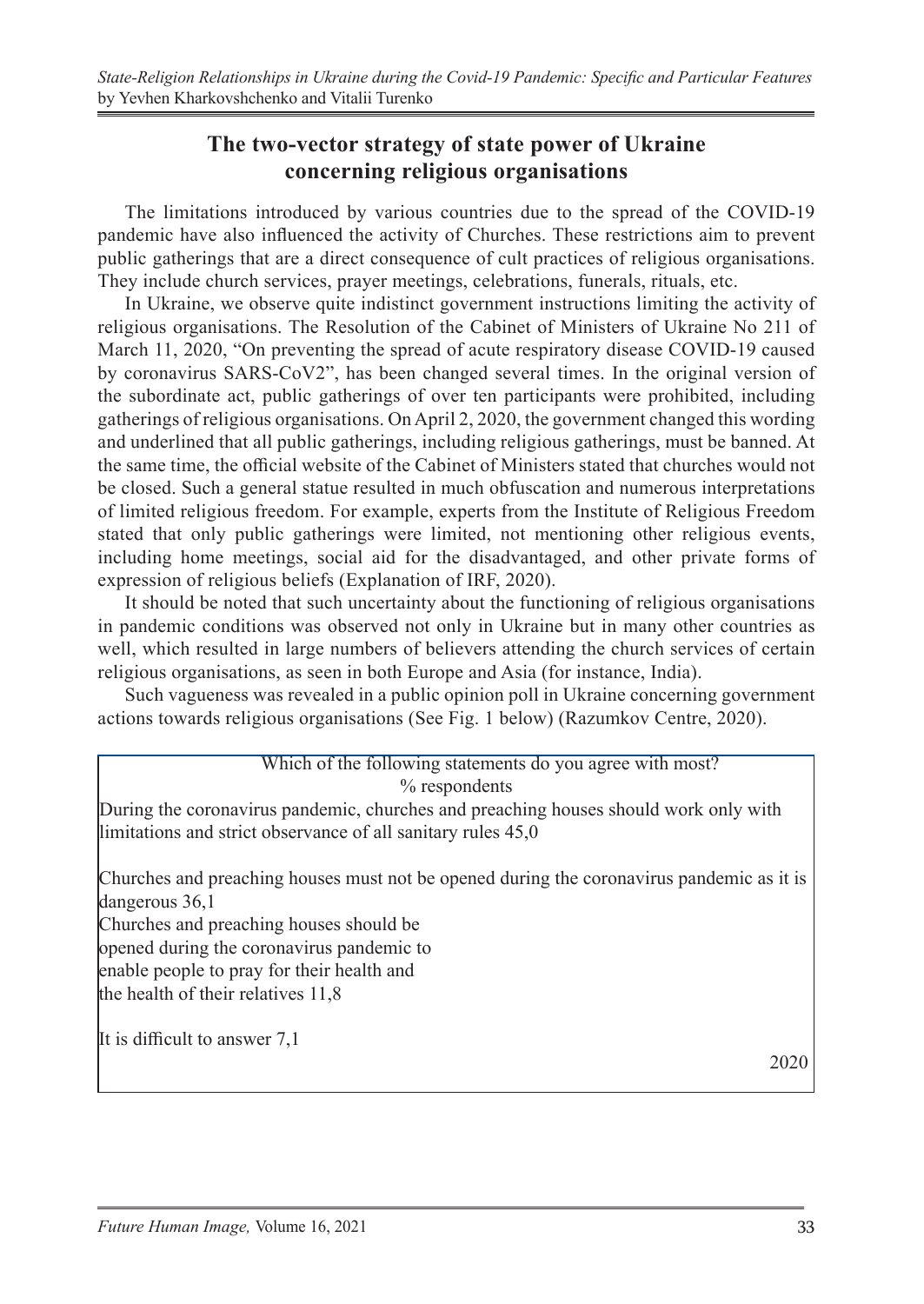## The two-vector strategy of state power of Ukraine concerning religious organisations

The limitations introduced by various countries due to the spread of the COVID-19 pandemic have also influenced the activity of Churches. These restrictions aim to prevent public gatherings that are a direct consequence of cult practices of religious organisations. They include church services, prayer meetings, celebrations, funerals, rituals, etc.

In Ukraine, we observe quite indistinct government instructions limiting the activity of religious organisations. The Resolution of the Cabinet of Ministers of Ukraine No 211 of March 11, 2020, "On preventing the spread of acute respiratory disease COVID-19 caused by coronavirus SARS-CoV2", has been changed several times. In the original version of the subordinate act, public gatherings of over ten participants were prohibited, including gatherings of religious organisations. On April 2, 2020, the government changed this wording and underlined that all public gatherings, including religious gatherings, must be banned. At the same time, the official website of the Cabinet of Ministers stated that churches would not be closed. Such a general statue resulted in much obfuscation and numerous interpretations of limited religious freedom. For example, experts from the Institute of Religious Freedom stated that only public gatherings were limited, not mentioning other religious events, including home meetings, social aid for the disadvantaged, and other private forms of expression of religious beliefs (Explanation of IRF, 2020).

It should be noted that such uncertainty about the functioning of religious organisations in pandemic conditions was observed not only in Ukraine but in many other countries as well, which resulted in large numbers of believers attending the church services of certain religious organisations, as seen in both Europe and Asia (for instance, India).

Such vagueness was revealed in a public opinion poll in Ukraine concerning government actions towards religious organisations (See Fig. 1 below) (Razumkov Centre, 2020).

| Which of the following statements do you agree with most? % respondents | 2020 |
|---|---|
| During the coronavirus pandemic, churches and preaching houses should work only with limitations and strict observance of all sanitary rules | 45,0 |
| Churches and preaching houses must not be opened during the coronavirus pandemic as it is dangerous | 36,1 |
| Churches and preaching houses should be opened during the coronavirus pandemic to enable people to pray for their health and the health of their relatives | 11,8 |
| It is difficult to answer | 7,1 |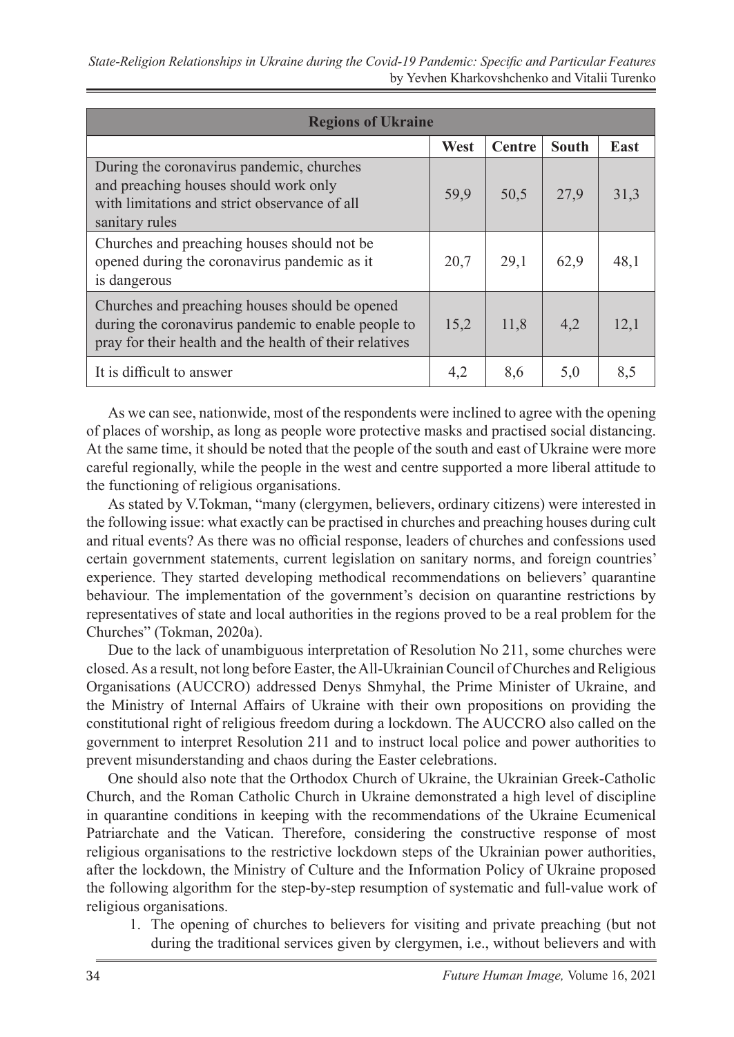| Regions of Ukraine | | | | |
|---|---|---|---|---|
| | West | Centre | South | East |
| During the coronavirus pandemic, churches and preaching houses should work only with limitations and strict observance of all sanitary rules | 59,9 | 50,5 | 27,9 | 31,3 |
| Churches and preaching houses should not be opened during the coronavirus pandemic as it is dangerous | 20,7 | 29,1 | 62,9 | 48,1 |
| Churches and preaching houses should be opened during the coronavirus pandemic to enable people to pray for their health and the health of their relatives | 15,2 | 11,8 | 4,2 | 12,1 |
| It is difficult to answer | 4,2 | 8,6 | 5,0 | 8,5 |

As we can see, nationwide, most of the respondents were inclined to agree with the opening of places of worship, as long as people wore protective masks and practised social distancing. At the same time, it should be noted that the people of the south and east of Ukraine were more careful regionally, while the people in the west and centre supported a more liberal attitude to the functioning of religious organisations.

As stated by V.Tokman, "many (clergymen, believers, ordinary citizens) were interested in the following issue: what exactly can be practised in churches and preaching houses during cult and ritual events? As there was no official response, leaders of churches and confessions used certain government statements, current legislation on sanitary norms, and foreign countries' experience. They started developing methodical recommendations on believers' quarantine behaviour. The implementation of the government's decision on quarantine restrictions by representatives of state and local authorities in the regions proved to be a real problem for the Churches" (Tokman, 2020a).

Due to the lack of unambiguous interpretation of Resolution No 211, some churches were closed. As a result, not long before Easter, the All-Ukrainian Council of Churches and Religious Organisations (AUCCRO) addressed Denys Shmyhal, the Prime Minister of Ukraine, and the Ministry of Internal Affairs of Ukraine with their own propositions on providing the constitutional right of religious freedom during a lockdown. The AUCCRO also called on the government to interpret Resolution 211 and to instruct local police and power authorities to prevent misunderstanding and chaos during the Easter celebrations.

One should also note that the Orthodox Church of Ukraine, the Ukrainian Greek-Catholic Church, and the Roman Catholic Church in Ukraine demonstrated a high level of discipline in quarantine conditions in keeping with the recommendations of the Ukraine Ecumenical Patriarchate and the Vatican. Therefore, considering the constructive response of most religious organisations to the restrictive lockdown steps of the Ukrainian power authorities, after the lockdown, the Ministry of Culture and the Information Policy of Ukraine proposed the following algorithm for the step-by-step resumption of systematic and full-value work of religious organisations.

1. The opening of churches to believers for visiting and private preaching (but not during the traditional services given by clergymen, i.e., without believers and with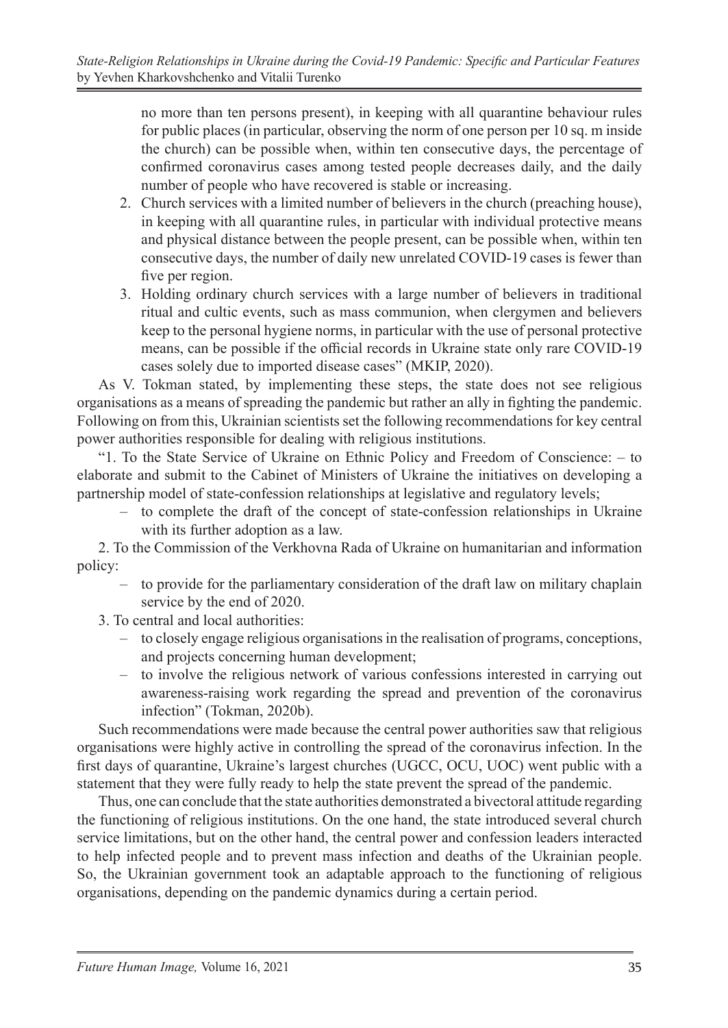no more than ten persons present), in keeping with all quarantine behaviour rules for public places (in particular, observing the norm of one person per 10 sq. m inside the church) can be possible when, within ten consecutive days, the percentage of confirmed coronavirus cases among tested people decreases daily, and the daily number of people who have recovered is stable or increasing.

2. Church services with a limited number of believers in the church (preaching house), in keeping with all quarantine rules, in particular with individual protective means and physical distance between the people present, can be possible when, within ten consecutive days, the number of daily new unrelated COVID-19 cases is fewer than five per region.
3. Holding ordinary church services with a large number of believers in traditional ritual and cultic events, such as mass communion, when clergymen and believers keep to the personal hygiene norms, in particular with the use of personal protective means, can be possible if the official records in Ukraine state only rare COVID-19 cases solely due to imported disease cases" (MKIP, 2020).

As V. Tokman stated, by implementing these steps, the state does not see religious organisations as a means of spreading the pandemic but rather an ally in fighting the pandemic. Following on from this, Ukrainian scientists set the following recommendations for key central power authorities responsible for dealing with religious institutions.

"1. To the State Service of Ukraine on Ethnic Policy and Freedom of Conscience: – to elaborate and submit to the Cabinet of Ministers of Ukraine the initiatives on developing a partnership model of state-confession relationships at legislative and regulatory levels;

- to complete the draft of the concept of state-confession relationships in Ukraine with its further adoption as a law.

2. To the Commission of the Verkhovna Rada of Ukraine on humanitarian and information policy:

- to provide for the parliamentary consideration of the draft law on military chaplain service by the end of 2020.

3. To central and local authorities:

- to closely engage religious organisations in the realisation of programs, conceptions, and projects concerning human development;
- to involve the religious network of various confessions interested in carrying out awareness-raising work regarding the spread and prevention of the coronavirus infection" (Tokman, 2020b).

Such recommendations were made because the central power authorities saw that religious organisations were highly active in controlling the spread of the coronavirus infection. In the first days of quarantine, Ukraine's largest churches (UGCC, OCU, UOC) went public with a statement that they were fully ready to help the state prevent the spread of the pandemic.

Thus, one can conclude that the state authorities demonstrated a bivectoral attitude regarding the functioning of religious institutions. On the one hand, the state introduced several church service limitations, but on the other hand, the central power and confession leaders interacted to help infected people and to prevent mass infection and deaths of the Ukrainian people. So, the Ukrainian government took an adaptable approach to the functioning of religious organisations, depending on the pandemic dynamics during a certain period.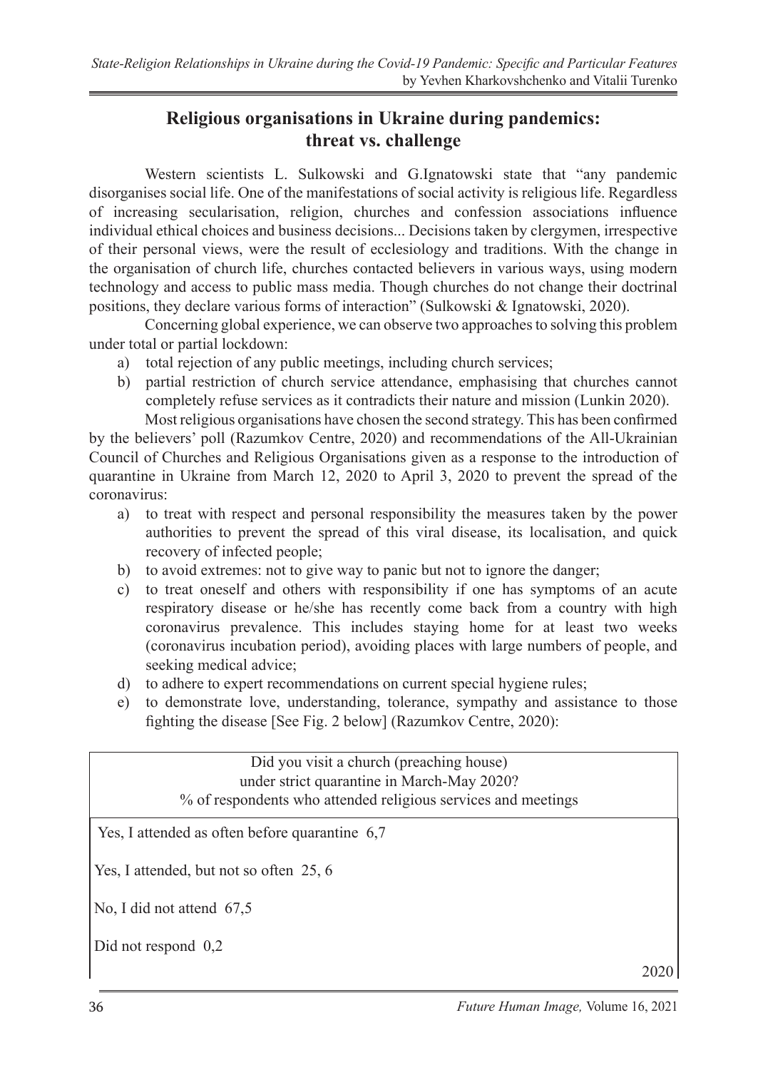## Religious organisations in Ukraine during pandemics: threat vs. challenge

Western scientists L. Sulkowski and G.Ignatowski state that "any pandemic disorganises social life. One of the manifestations of social activity is religious life. Regardless of increasing secularisation, religion, churches and confession associations influence individual ethical choices and business decisions... Decisions taken by clergymen, irrespective of their personal views, were the result of ecclesiology and traditions. With the change in the organisation of church life, churches contacted believers in various ways, using modern technology and access to public mass media. Though churches do not change their doctrinal positions, they declare various forms of interaction" (Sulkowski & Ignatowski, 2020).

Concerning global experience, we can observe two approaches to solving this problem under total or partial lockdown:

a) total rejection of any public meetings, including church services;
b) partial restriction of church service attendance, emphasising that churches cannot completely refuse services as it contradicts their nature and mission (Lunkin 2020).

Most religious organisations have chosen the second strategy. This has been confirmed by the believers' poll (Razumkov Centre, 2020) and recommendations of the All-Ukrainian Council of Churches and Religious Organisations given as a response to the introduction of quarantine in Ukraine from March 12, 2020 to April 3, 2020 to prevent the spread of the coronavirus:

a) to treat with respect and personal responsibility the measures taken by the power authorities to prevent the spread of this viral disease, its localisation, and quick recovery of infected people;
b) to avoid extremes: not to give way to panic but not to ignore the danger;
c) to treat oneself and others with responsibility if one has symptoms of an acute respiratory disease or he/she has recently come back from a country with high coronavirus prevalence. This includes staying home for at least two weeks (coronavirus incubation period), avoiding places with large numbers of people, and seeking medical advice;
d) to adhere to expert recommendations on current special hygiene rules;
e) to demonstrate love, understanding, tolerance, sympathy and assistance to those fighting the disease [See Fig. 2 below] (Razumkov Centre, 2020):

| Did you visit a church (preaching house) under strict quarantine in March-May 2020? % of respondents who attended religious services and meetings | 2020 |
|---|---|
| Yes, I attended as often before quarantine | 6,7 |
| Yes, I attended, but not so often | 25, 6 |
| No, I did not attend | 67,5 |
| Did not respond | 0,2 |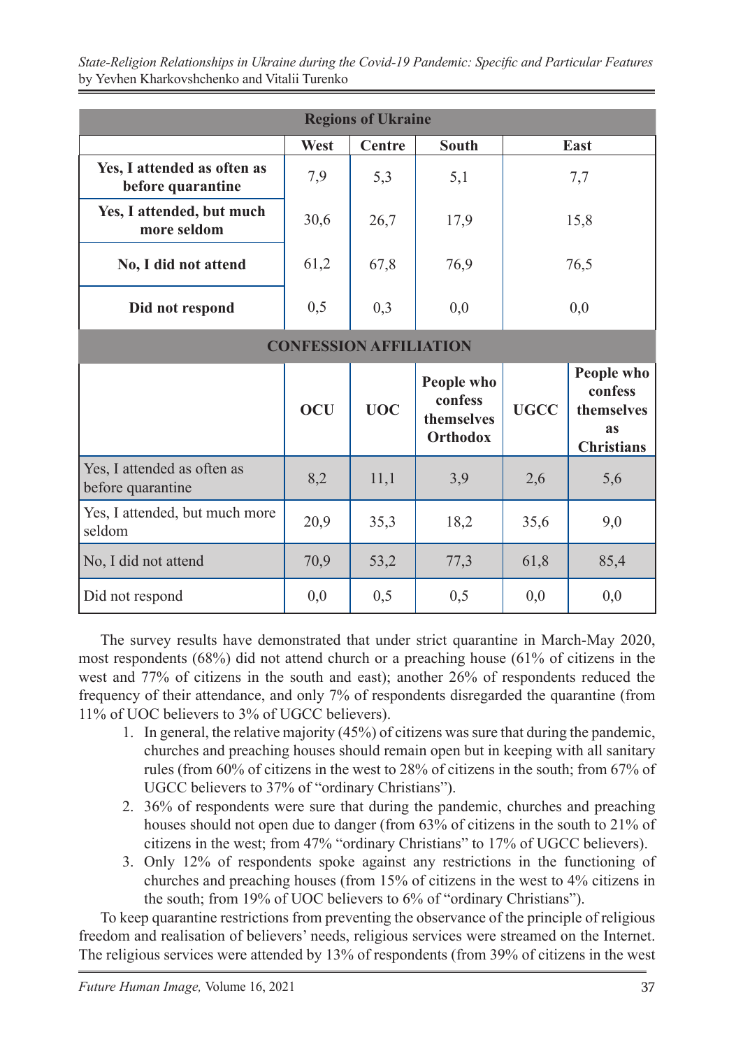| Regions of Ukraine | | | | |
|---|---|---|---|---|
| | **West** | **Centre** | **South** | **East** |
| **Yes, I attended as often as before quarantine** | 7,9 | 5,3 | 5,1 | 7,7 |
| **Yes, I attended, but much more seldom** | 30,6 | 26,7 | 17,9 | 15,8 |
| **No, I did not attend** | 61,2 | 67,8 | 76,9 | 76,5 |
| **Did not respond** | 0,5 | 0,3 | 0,0 | 0,0 |

| CONFESSION AFFILIATION | | | | | |
|---|---|---|---|---|---|
| | **OCU** | **UOC** | **People who confess themselves Orthodox** | **UGCC** | **People who confess themselves as Christians** |
| Yes, I attended as often as before quarantine | 8,2 | 11,1 | 3,9 | 2,6 | 5,6 |
| Yes, I attended, but much more seldom | 20,9 | 35,3 | 18,2 | 35,6 | 9,0 |
| No, I did not attend | 70,9 | 53,2 | 77,3 | 61,8 | 85,4 |
| Did not respond | 0,0 | 0,5 | 0,5 | 0,0 | 0,0 |

The survey results have demonstrated that under strict quarantine in March-May 2020, most respondents (68%) did not attend church or a preaching house (61% of citizens in the west and 77% of citizens in the south and east); another 26% of respondents reduced the frequency of their attendance, and only 7% of respondents disregarded the quarantine (from 11% of UOC believers to 3% of UGCC believers).

1. In general, the relative majority (45%) of citizens was sure that during the pandemic, churches and preaching houses should remain open but in keeping with all sanitary rules (from 60% of citizens in the west to 28% of citizens in the south; from 67% of UGCC believers to 37% of "ordinary Christians").
2. 36% of respondents were sure that during the pandemic, churches and preaching houses should not open due to danger (from 63% of citizens in the south to 21% of citizens in the west; from 47% "ordinary Christians" to 17% of UGCC believers).
3. Only 12% of respondents spoke against any restrictions in the functioning of churches and preaching houses (from 15% of citizens in the west to 4% citizens in the south; from 19% of UOC believers to 6% of "ordinary Christians").

To keep quarantine restrictions from preventing the observance of the principle of religious freedom and realisation of believers' needs, religious services were streamed on the Internet. The religious services were attended by 13% of respondents (from 39% of citizens in the west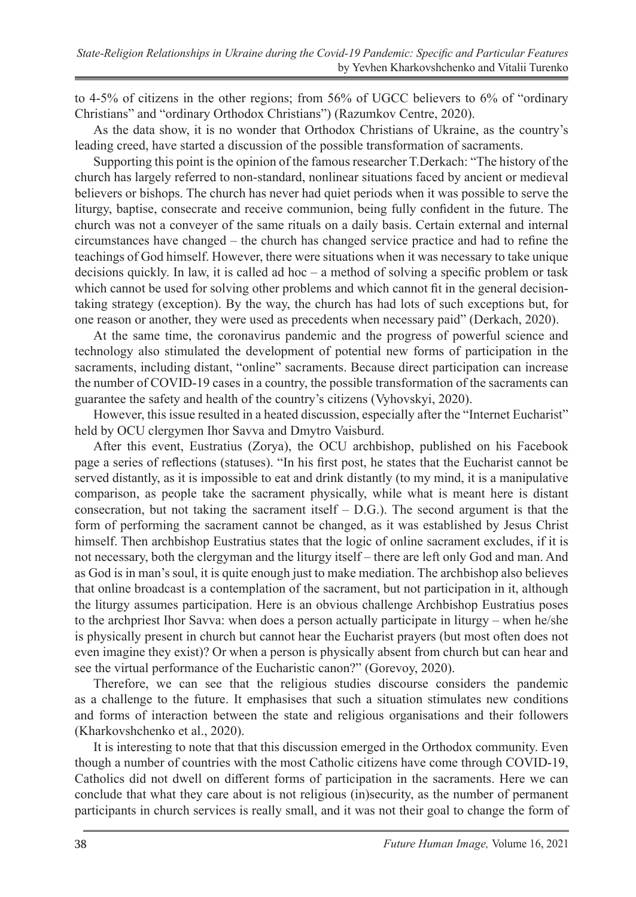to 4-5% of citizens in the other regions; from 56% of UGCC believers to 6% of "ordinary Christians" and "ordinary Orthodox Christians") (Razumkov Centre, 2020).

As the data show, it is no wonder that Orthodox Christians of Ukraine, as the country's leading creed, have started a discussion of the possible transformation of sacraments.

Supporting this point is the opinion of the famous researcher T.Derkach: "The history of the church has largely referred to non-standard, nonlinear situations faced by ancient or medieval believers or bishops. The church has never had quiet periods when it was possible to serve the liturgy, baptise, consecrate and receive communion, being fully confident in the future. The church was not a conveyer of the same rituals on a daily basis. Certain external and internal circumstances have changed – the church has changed service practice and had to refine the teachings of God himself. However, there were situations when it was necessary to take unique decisions quickly. In law, it is called ad hoc – a method of solving a specific problem or task which cannot be used for solving other problems and which cannot fit in the general decision-taking strategy (exception). By the way, the church has had lots of such exceptions but, for one reason or another, they were used as precedents when necessary paid" (Derkach, 2020).

At the same time, the coronavirus pandemic and the progress of powerful science and technology also stimulated the development of potential new forms of participation in the sacraments, including distant, "online" sacraments. Because direct participation can increase the number of COVID-19 cases in a country, the possible transformation of the sacraments can guarantee the safety and health of the country's citizens (Vyhovskyi, 2020).

However, this issue resulted in a heated discussion, especially after the "Internet Eucharist" held by OCU clergymen Ihor Savva and Dmytro Vaisburd.

After this event, Eustratius (Zorya), the OCU archbishop, published on his Facebook page a series of reflections (statuses). "In his first post, he states that the Eucharist cannot be served distantly, as it is impossible to eat and drink distantly (to my mind, it is a manipulative comparison, as people take the sacrament physically, while what is meant here is distant consecration, but not taking the sacrament itself – D.G.). The second argument is that the form of performing the sacrament cannot be changed, as it was established by Jesus Christ himself. Then archbishop Eustratius states that the logic of online sacrament excludes, if it is not necessary, both the clergyman and the liturgy itself – there are left only God and man. And as God is in man's soul, it is quite enough just to make mediation. The archbishop also believes that online broadcast is a contemplation of the sacrament, but not participation in it, although the liturgy assumes participation. Here is an obvious challenge Archbishop Eustratius poses to the archpriest Ihor Savva: when does a person actually participate in liturgy – when he/she is physically present in church but cannot hear the Eucharist prayers (but most often does not even imagine they exist)? Or when a person is physically absent from church but can hear and see the virtual performance of the Eucharistic canon?" (Gorevoy, 2020).

Therefore, we can see that the religious studies discourse considers the pandemic as a challenge to the future. It emphasises that such a situation stimulates new conditions and forms of interaction between the state and religious organisations and their followers (Kharkovshchenko et al., 2020).

It is interesting to note that that this discussion emerged in the Orthodox community. Even though a number of countries with the most Catholic citizens have come through COVID-19, Catholics did not dwell on different forms of participation in the sacraments. Here we can conclude that what they care about is not religious (in)security, as the number of permanent participants in church services is really small, and it was not their goal to change the form of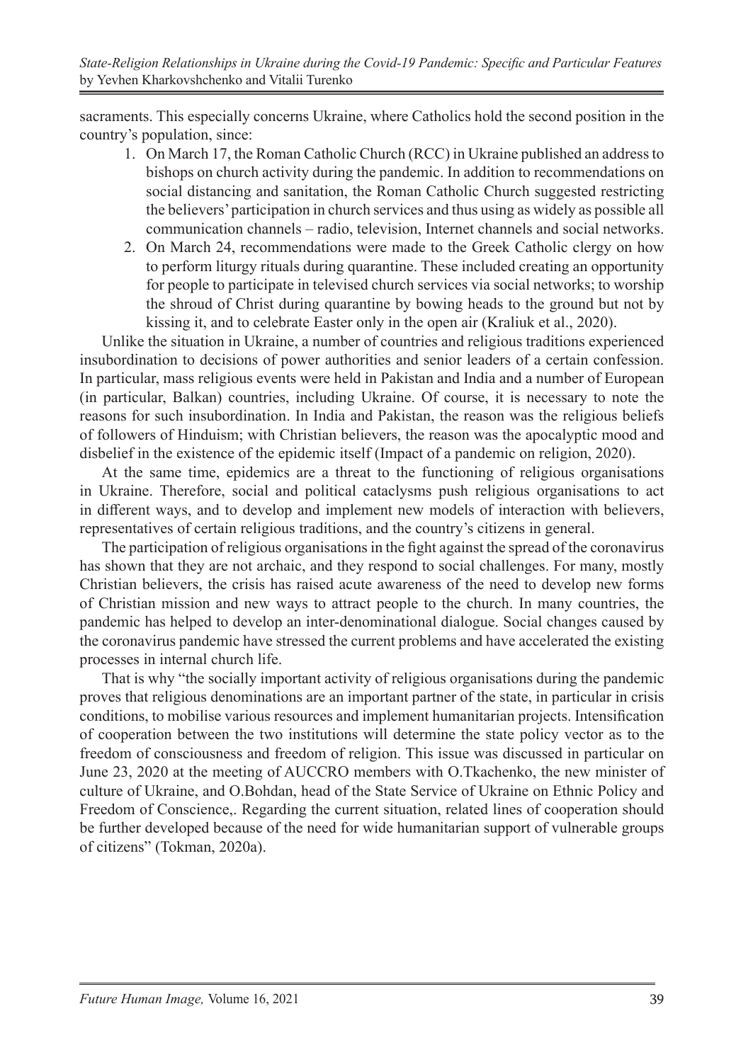sacraments. This especially concerns Ukraine, where Catholics hold the second position in the country's population, since:

1. On March 17, the Roman Catholic Church (RCC) in Ukraine published an address to bishops on church activity during the pandemic. In addition to recommendations on social distancing and sanitation, the Roman Catholic Church suggested restricting the believers' participation in church services and thus using as widely as possible all communication channels – radio, television, Internet channels and social networks.
2. On March 24, recommendations were made to the Greek Catholic clergy on how to perform liturgy rituals during quarantine. These included creating an opportunity for people to participate in televised church services via social networks; to worship the shroud of Christ during quarantine by bowing heads to the ground but not by kissing it, and to celebrate Easter only in the open air (Kraliuk et al., 2020).

Unlike the situation in Ukraine, a number of countries and religious traditions experienced insubordination to decisions of power authorities and senior leaders of a certain confession. In particular, mass religious events were held in Pakistan and India and a number of European (in particular, Balkan) countries, including Ukraine. Of course, it is necessary to note the reasons for such insubordination. In India and Pakistan, the reason was the religious beliefs of followers of Hinduism; with Christian believers, the reason was the apocalyptic mood and disbelief in the existence of the epidemic itself (Impact of a pandemic on religion, 2020).

At the same time, epidemics are a threat to the functioning of religious organisations in Ukraine. Therefore, social and political cataclysms push religious organisations to act in different ways, and to develop and implement new models of interaction with believers, representatives of certain religious traditions, and the country's citizens in general.

The participation of religious organisations in the fight against the spread of the coronavirus has shown that they are not archaic, and they respond to social challenges. For many, mostly Christian believers, the crisis has raised acute awareness of the need to develop new forms of Christian mission and new ways to attract people to the church. In many countries, the pandemic has helped to develop an inter-denominational dialogue. Social changes caused by the coronavirus pandemic have stressed the current problems and have accelerated the existing processes in internal church life.

That is why "the socially important activity of religious organisations during the pandemic proves that religious denominations are an important partner of the state, in particular in crisis conditions, to mobilise various resources and implement humanitarian projects. Intensification of cooperation between the two institutions will determine the state policy vector as to the freedom of consciousness and freedom of religion. This issue was discussed in particular on June 23, 2020 at the meeting of AUCCRO members with O.Tkachenko, the new minister of culture of Ukraine, and O.Bohdan, head of the State Service of Ukraine on Ethnic Policy and Freedom of Conscience,. Regarding the current situation, related lines of cooperation should be further developed because of the need for wide humanitarian support of vulnerable groups of citizens" (Tokman, 2020a).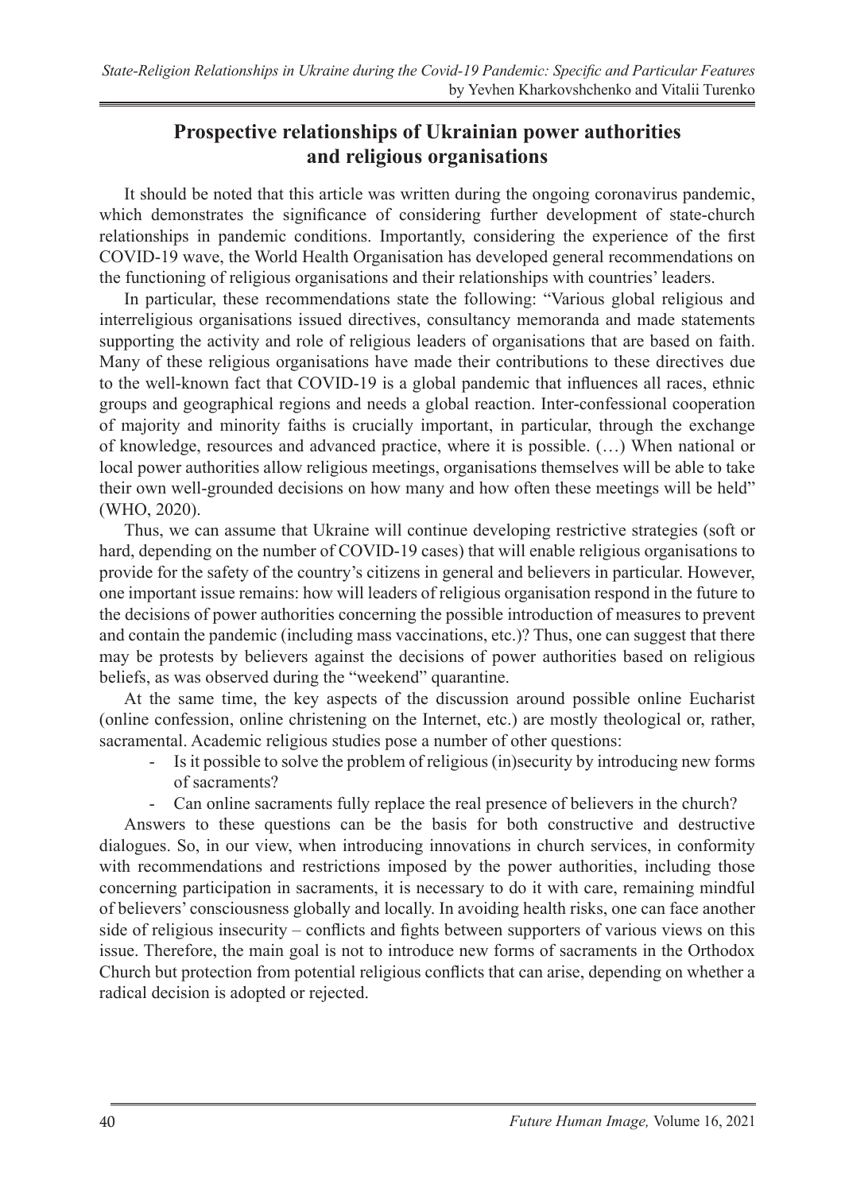## Prospective relationships of Ukrainian power authorities and religious organisations

It should be noted that this article was written during the ongoing coronavirus pandemic, which demonstrates the significance of considering further development of state-church relationships in pandemic conditions. Importantly, considering the experience of the first COVID-19 wave, the World Health Organisation has developed general recommendations on the functioning of religious organisations and their relationships with countries' leaders.

In particular, these recommendations state the following: "Various global religious and interreligious organisations issued directives, consultancy memoranda and made statements supporting the activity and role of religious leaders of organisations that are based on faith. Many of these religious organisations have made their contributions to these directives due to the well-known fact that COVID-19 is a global pandemic that influences all races, ethnic groups and geographical regions and needs a global reaction. Inter-confessional cooperation of majority and minority faiths is crucially important, in particular, through the exchange of knowledge, resources and advanced practice, where it is possible. (…) When national or local power authorities allow religious meetings, organisations themselves will be able to take their own well-grounded decisions on how many and how often these meetings will be held" (WHO, 2020).

Thus, we can assume that Ukraine will continue developing restrictive strategies (soft or hard, depending on the number of COVID-19 cases) that will enable religious organisations to provide for the safety of the country's citizens in general and believers in particular. However, one important issue remains: how will leaders of religious organisation respond in the future to the decisions of power authorities concerning the possible introduction of measures to prevent and contain the pandemic (including mass vaccinations, etc.)? Thus, one can suggest that there may be protests by believers against the decisions of power authorities based on religious beliefs, as was observed during the "weekend" quarantine.

At the same time, the key aspects of the discussion around possible online Eucharist (online confession, online christening on the Internet, etc.) are mostly theological or, rather, sacramental. Academic religious studies pose a number of other questions:

- Is it possible to solve the problem of religious (in)security by introducing new forms of sacraments?
- Can online sacraments fully replace the real presence of believers in the church?

Answers to these questions can be the basis for both constructive and destructive dialogues. So, in our view, when introducing innovations in church services, in conformity with recommendations and restrictions imposed by the power authorities, including those concerning participation in sacraments, it is necessary to do it with care, remaining mindful of believers' consciousness globally and locally. In avoiding health risks, one can face another side of religious insecurity – conflicts and fights between supporters of various views on this issue. Therefore, the main goal is not to introduce new forms of sacraments in the Orthodox Church but protection from potential religious conflicts that can arise, depending on whether a radical decision is adopted or rejected.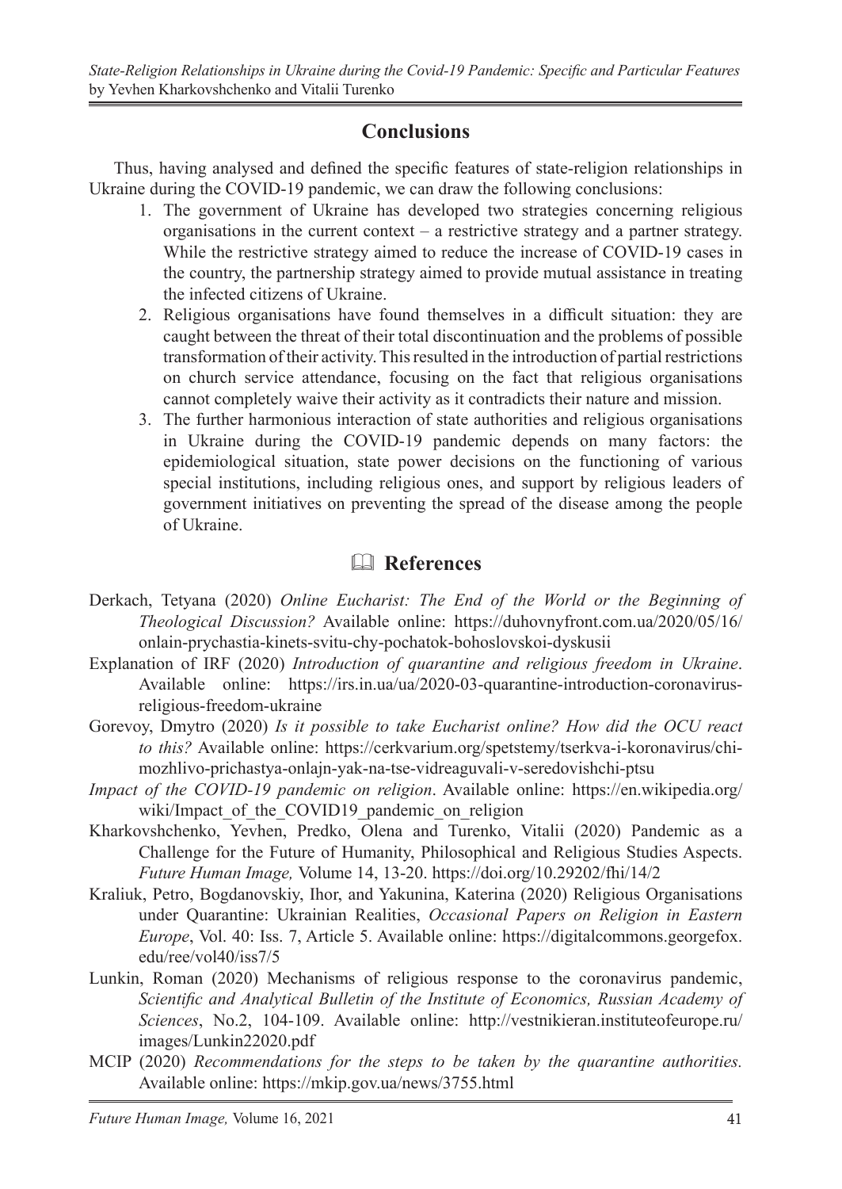## Conclusions

Thus, having analysed and defined the specific features of state-religion relationships in Ukraine during the COVID-19 pandemic, we can draw the following conclusions:

1. The government of Ukraine has developed two strategies concerning religious organisations in the current context – a restrictive strategy and a partner strategy. While the restrictive strategy aimed to reduce the increase of COVID-19 cases in the country, the partnership strategy aimed to provide mutual assistance in treating the infected citizens of Ukraine.
2. Religious organisations have found themselves in a difficult situation: they are caught between the threat of their total discontinuation and the problems of possible transformation of their activity. This resulted in the introduction of partial restrictions on church service attendance, focusing on the fact that religious organisations cannot completely waive their activity as it contradicts their nature and mission.
3. The further harmonious interaction of state authorities and religious organisations in Ukraine during the COVID-19 pandemic depends on many factors: the epidemiological situation, state power decisions on the functioning of various special institutions, including religious ones, and support by religious leaders of government initiatives on preventing the spread of the disease among the people of Ukraine.

## References

Derkach, Tetyana (2020) *Online Eucharist: The End of the World or the Beginning of Theological Discussion?* Available online: https://duhovnyfront.com.ua/2020/05/16/onlain-prychastia-kinets-svitu-chy-pochatok-bohoslovskoi-dyskusii

Explanation of IRF (2020) *Introduction of quarantine and religious freedom in Ukraine*. Available online: https://irs.in.ua/ua/2020-03-quarantine-introduction-coronavirus-religious-freedom-ukraine

Gorevoy, Dmytro (2020) *Is it possible to take Eucharist online? How did the OCU react to this?* Available online: https://cerkvarium.org/spetstemy/tserkva-i-koronavirus/chi-mozhlivo-prichastya-onlajn-yak-na-tse-vidreaguvali-v-seredovishchi-ptsu

*Impact of the COVID-19 pandemic on religion*. Available online: https://en.wikipedia.org/wiki/Impact_of_the_COVID19_pandemic_on_religion

Kharkovshchenko, Yevhen, Predko, Olena and Turenko, Vitalii (2020) Pandemic as a Challenge for the Future of Humanity, Philosophical and Religious Studies Aspects. *Future Human Image,* Volume 14, 13-20. https://doi.org/10.29202/fhi/14/2

Kraliuk, Petro, Bogdanovskiy, Ihor, and Yakunina, Katerina (2020) Religious Organisations under Quarantine: Ukrainian Realities, *Occasional Papers on Religion in Eastern Europe*, Vol. 40: Iss. 7, Article 5. Available online: https://digitalcommons.georgefox.edu/ree/vol40/iss7/5

Lunkin, Roman (2020) Mechanisms of religious response to the coronavirus pandemic, *Scientific and Analytical Bulletin of the Institute of Economics, Russian Academy of Sciences*, No.2, 104-109. Available online: http://vestnikieran.instituteofeurope.ru/images/Lunkin22020.pdf

MCIP (2020) *Recommendations for the steps to be taken by the quarantine authorities.* Available online: https://mkip.gov.ua/news/3755.html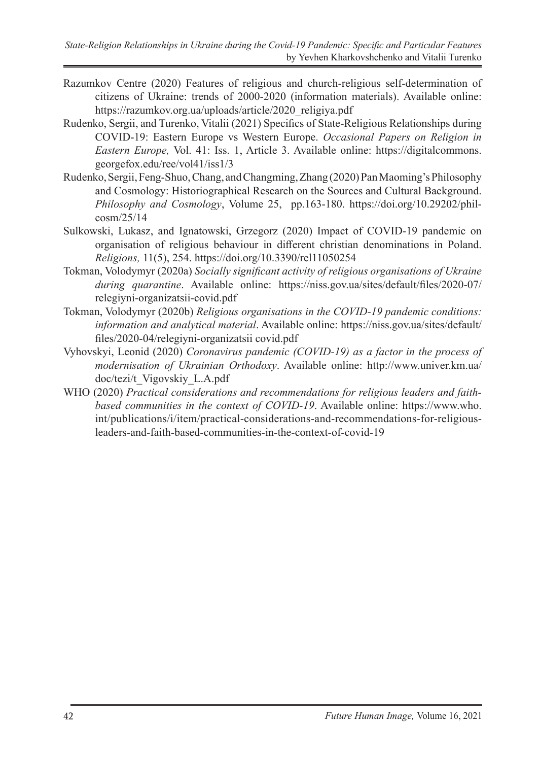Razumkov Centre (2020) Features of religious and church-religious self-determination of citizens of Ukraine: trends of 2000-2020 (information materials). Available online: https://razumkov.org.ua/uploads/article/2020_religiya.pdf

Rudenko, Sergii, and Turenko, Vitalii (2021) Specifics of State-Religious Relationships during COVID-19: Eastern Europe vs Western Europe. *Occasional Papers on Religion in Eastern Europe,* Vol. 41: Iss. 1, Article 3. Available online: https://digitalcommons.georgefox.edu/ree/vol41/iss1/3

Rudenko, Sergii, Feng-Shuo, Chang, and Changming, Zhang (2020) Pan Maoming's Philosophy and Cosmology: Historiographical Research on the Sources and Cultural Background. *Philosophy and Cosmology*, Volume 25, pp.163-180. https://doi.org/10.29202/phil-cosm/25/14

Sulkowski, Lukasz, and Ignatowski, Grzegorz (2020) Impact of COVID-19 pandemic on organisation of religious behaviour in different christian denominations in Poland. *Religions,* 11(5), 254. https://doi.org/10.3390/rel11050254

Tokman, Volodymyr (2020a) *Socially significant activity of religious organisations of Ukraine during quarantine*. Available online: https://niss.gov.ua/sites/default/files/2020-07/relegiyni-organizatsii-covid.pdf

Tokman, Volodymyr (2020b) *Religious organisations in the COVID-19 pandemic conditions: information and analytical material*. Available online: https://niss.gov.ua/sites/default/files/2020-04/relegiyni-organizatsii covid.pdf

Vyhovskyi, Leonid (2020) *Coronavirus pandemic (COVID-19) as a factor in the process of modernisation of Ukrainian Orthodoxy*. Available online: http://www.univer.km.ua/doc/tezi/t_Vigovskiy_L.A.pdf

WHO (2020) *Practical considerations and recommendations for religious leaders and faith-based communities in the context of COVID-19*. Available online: https://www.who.int/publications/i/item/practical-considerations-and-recommendations-for-religious-leaders-and-faith-based-communities-in-the-context-of-covid-19